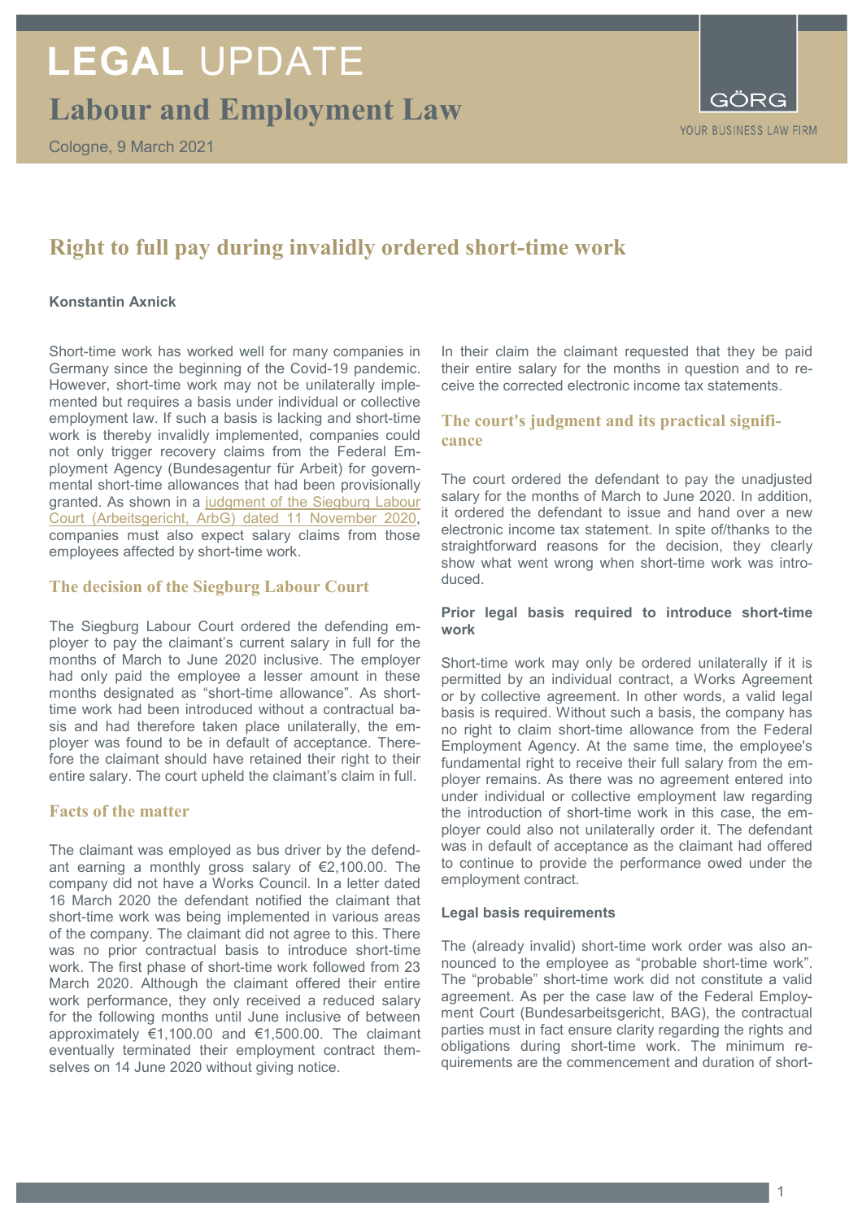# LEGAL UPDATE

## Labour and Employment Law

Cologne, 9 March 2021

GÖRG
YOUR BUSINESS LAW FIRM

## Right to full pay during invalidly ordered short-time work

**Konstantin Axnick**

Short-time work has worked well for many companies in Germany since the beginning of the Covid-19 pandemic. However, short-time work may not be unilaterally implemented but requires a basis under individual or collective employment law. If such a basis is lacking and short-time work is thereby invalidly implemented, companies could not only trigger recovery claims from the Federal Employment Agency (Bundesagentur für Arbeit) for governmental short-time allowances that had been provisionally granted. As shown in a judgment of the Siegburg Labour Court (Arbeitsgericht, ArbG) dated 11 November 2020, companies must also expect salary claims from those employees affected by short-time work.

### The decision of the Siegburg Labour Court

The Siegburg Labour Court ordered the defending employer to pay the claimant's current salary in full for the months of March to June 2020 inclusive. The employer had only paid the employee a lesser amount in these months designated as "short-time allowance". As short-time work had been introduced without a contractual basis and had therefore taken place unilaterally, the employer was found to be in default of acceptance. Therefore the claimant should have retained their right to their entire salary. The court upheld the claimant's claim in full.

### Facts of the matter

The claimant was employed as bus driver by the defendant earning a monthly gross salary of €2,100.00. The company did not have a Works Council. In a letter dated 16 March 2020 the defendant notified the claimant that short-time work was being implemented in various areas of the company. The claimant did not agree to this. There was no prior contractual basis to introduce short-time work. The first phase of short-time work followed from 23 March 2020. Although the claimant offered their entire work performance, they only received a reduced salary for the following months until June inclusive of between approximately €1,100.00 and €1,500.00. The claimant eventually terminated their employment contract themselves on 14 June 2020 without giving notice.

In their claim the claimant requested that they be paid their entire salary for the months in question and to receive the corrected electronic income tax statements.

### The court's judgment and its practical significance

The court ordered the defendant to pay the unadjusted salary for the months of March to June 2020. In addition, it ordered the defendant to issue and hand over a new electronic income tax statement. In spite of/thanks to the straightforward reasons for the decision, they clearly show what went wrong when short-time work was introduced.

#### Prior legal basis required to introduce short-time work

Short-time work may only be ordered unilaterally if it is permitted by an individual contract, a Works Agreement or by collective agreement. In other words, a valid legal basis is required. Without such a basis, the company has no right to claim short-time allowance from the Federal Employment Agency. At the same time, the employee's fundamental right to receive their full salary from the employer remains. As there was no agreement entered into under individual or collective employment law regarding the introduction of short-time work in this case, the employer could also not unilaterally order it. The defendant was in default of acceptance as the claimant had offered to continue to provide the performance owed under the employment contract.

#### Legal basis requirements

The (already invalid) short-time work order was also announced to the employee as "probable short-time work". The "probable" short-time work did not constitute a valid agreement. As per the case law of the Federal Employment Court (Bundesarbeitsgericht, BAG), the contractual parties must in fact ensure clarity regarding the rights and obligations during short-time work. The minimum requirements are the commencement and duration of short-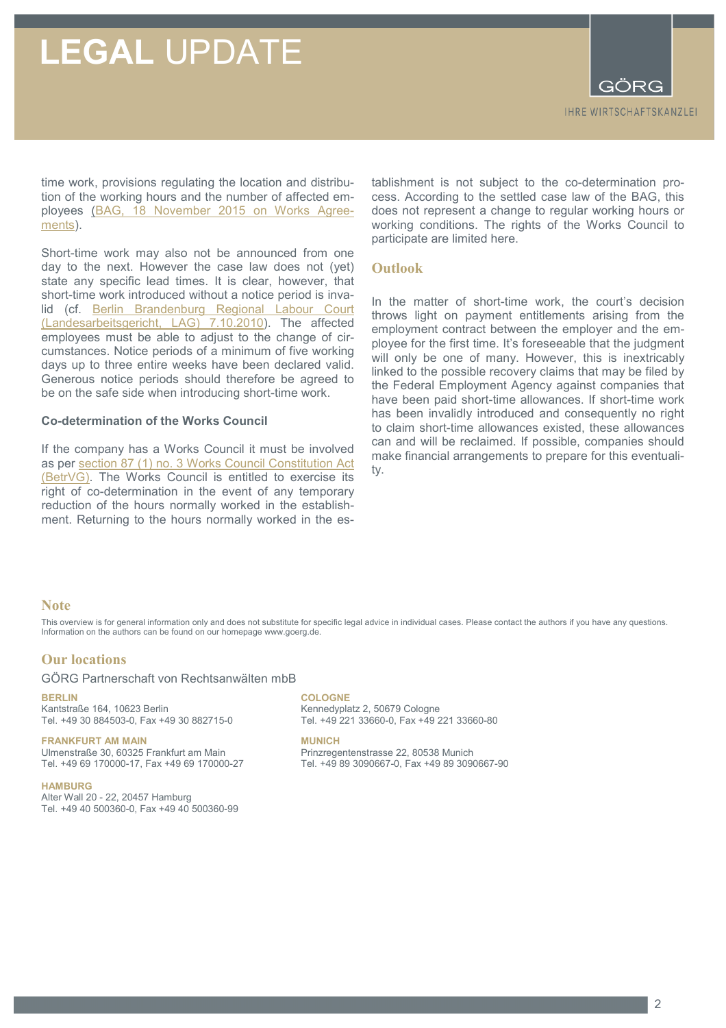time work, provisions regulating the location and distribution of the working hours and the number of affected employees (BAG, 18 November 2015 on Works Agreements).

Short-time work may also not be announced from one day to the next. However the case law does not (yet) state any specific lead times. It is clear, however, that short-time work introduced without a notice period is invalid (cf. Berlin Brandenburg Regional Labour Court (Landesarbeitsgericht, LAG) 7.10.2010). The affected employees must be able to adjust to the change of circumstances. Notice periods of a minimum of five working days up to three entire weeks have been declared valid. Generous notice periods should therefore be agreed to be on the safe side when introducing short-time work.

**Co-determination of the Works Council**

If the company has a Works Council it must be involved as per section 87 (1) no. 3 Works Council Constitution Act (BetrVG). The Works Council is entitled to exercise its right of co-determination in the event of any temporary reduction of the hours normally worked in the establishment. Returning to the hours normally worked in the establishment is not subject to the co-determination process. According to the settled case law of the BAG, this does not represent a change to regular working hours or working conditions. The rights of the Works Council to participate are limited here.

## Outlook

In the matter of short-time work, the court's decision throws light on payment entitlements arising from the employment contract between the employer and the employee for the first time. It's foreseeable that the judgment will only be one of many. However, this is inextricably linked to the possible recovery claims that may be filed by the Federal Employment Agency against companies that have been paid short-time allowances. If short-time work has been invalidly introduced and consequently no right to claim short-time allowances existed, these allowances can and will be reclaimed. If possible, companies should make financial arrangements to prepare for this eventuality.

## Note

This overview is for general information only and does not substitute for specific legal advice in individual cases. Please contact the authors if you have any questions. Information on the authors can be found on our homepage www.goerg.de.

## Our locations

GÖRG Partnerschaft von Rechtsanwälten mbB

**BERLIN**
Kantstraße 164, 10623 Berlin
Tel. +49 30 884503-0, Fax +49 30 882715-0

**FRANKFURT AM MAIN**
Ulmenstraße 30, 60325 Frankfurt am Main
Tel. +49 69 170000-17, Fax +49 69 170000-27

**HAMBURG**
Alter Wall 20 - 22, 20457 Hamburg
Tel. +49 40 500360-0, Fax +49 40 500360-99

**COLOGNE**
Kennedyplatz 2, 50679 Cologne
Tel. +49 221 33660-0, Fax +49 221 33660-80

**MUNICH**
Prinzregentenstrasse 22, 80538 Munich
Tel. +49 89 3090667-0, Fax +49 89 3090667-90